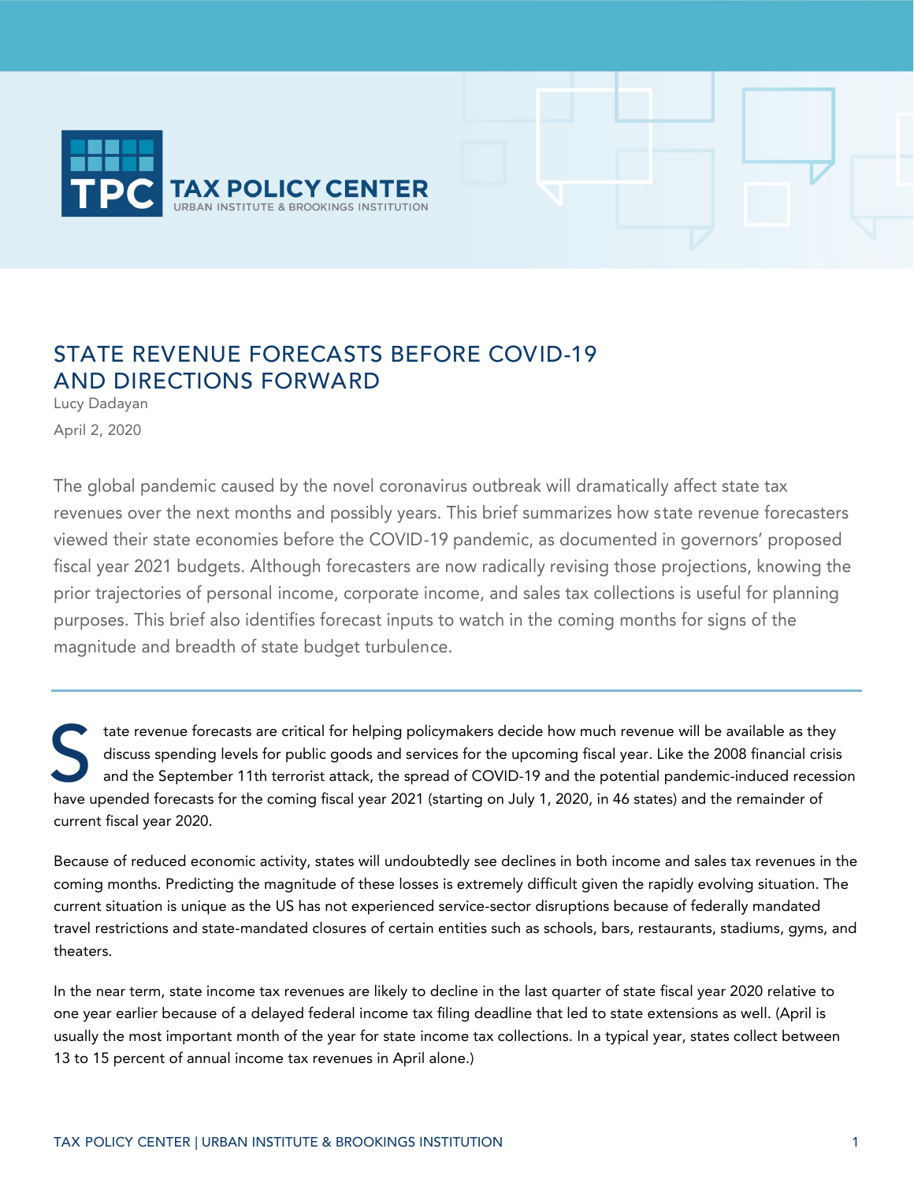TAX POLICY CENTER
URBAN INSTITUTE & BROOKINGS INSTITUTION

# STATE REVENUE FORECASTS BEFORE COVID-19 AND DIRECTIONS FORWARD

Lucy Dadayan

April 2, 2020

The global pandemic caused by the novel coronavirus outbreak will dramatically affect state tax revenues over the next months and possibly years. This brief summarizes how state revenue forecasters viewed their state economies before the COVID-19 pandemic, as documented in governors' proposed fiscal year 2021 budgets. Although forecasters are now radically revising those projections, knowing the prior trajectories of personal income, corporate income, and sales tax collections is useful for planning purposes. This brief also identifies forecast inputs to watch in the coming months for signs of the magnitude and breadth of state budget turbulence.

---

State revenue forecasts are critical for helping policymakers decide how much revenue will be available as they discuss spending levels for public goods and services for the upcoming fiscal year. Like the 2008 financial crisis and the September 11th terrorist attack, the spread of COVID-19 and the potential pandemic-induced recession have upended forecasts for the coming fiscal year 2021 (starting on July 1, 2020, in 46 states) and the remainder of current fiscal year 2020.

Because of reduced economic activity, states will undoubtedly see declines in both income and sales tax revenues in the coming months. Predicting the magnitude of these losses is extremely difficult given the rapidly evolving situation. The current situation is unique as the US has not experienced service-sector disruptions because of federally mandated travel restrictions and state-mandated closures of certain entities such as schools, bars, restaurants, stadiums, gyms, and theaters.

In the near term, state income tax revenues are likely to decline in the last quarter of state fiscal year 2020 relative to one year earlier because of a delayed federal income tax filing deadline that led to state extensions as well. (April is usually the most important month of the year for state income tax collections. In a typical year, states collect between 13 to 15 percent of annual income tax revenues in April alone.)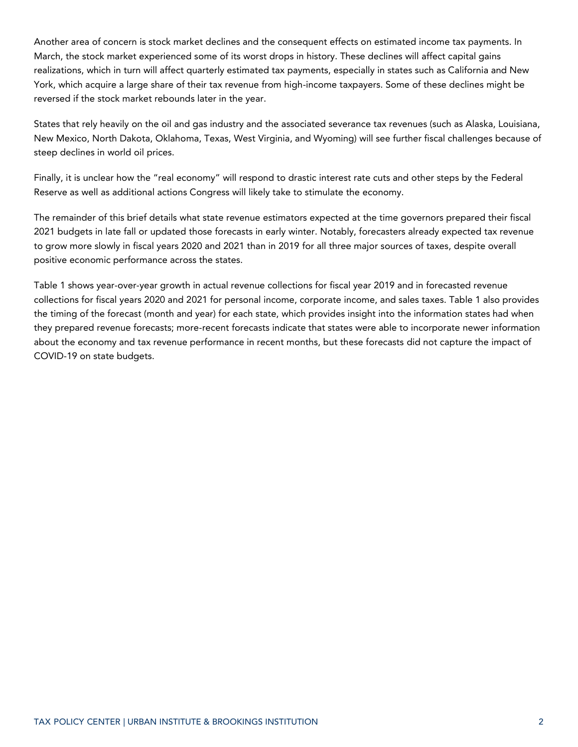Another area of concern is stock market declines and the consequent effects on estimated income tax payments. In March, the stock market experienced some of its worst drops in history. These declines will affect capital gains realizations, which in turn will affect quarterly estimated tax payments, especially in states such as California and New York, which acquire a large share of their tax revenue from high-income taxpayers. Some of these declines might be reversed if the stock market rebounds later in the year.

States that rely heavily on the oil and gas industry and the associated severance tax revenues (such as Alaska, Louisiana, New Mexico, North Dakota, Oklahoma, Texas, West Virginia, and Wyoming) will see further fiscal challenges because of steep declines in world oil prices.

Finally, it is unclear how the "real economy" will respond to drastic interest rate cuts and other steps by the Federal Reserve as well as additional actions Congress will likely take to stimulate the economy.

The remainder of this brief details what state revenue estimators expected at the time governors prepared their fiscal 2021 budgets in late fall or updated those forecasts in early winter. Notably, forecasters already expected tax revenue to grow more slowly in fiscal years 2020 and 2021 than in 2019 for all three major sources of taxes, despite overall positive economic performance across the states.

Table 1 shows year-over-year growth in actual revenue collections for fiscal year 2019 and in forecasted revenue collections for fiscal years 2020 and 2021 for personal income, corporate income, and sales taxes. Table 1 also provides the timing of the forecast (month and year) for each state, which provides insight into the information states had when they prepared revenue forecasts; more-recent forecasts indicate that states were able to incorporate newer information about the economy and tax revenue performance in recent months, but these forecasts did not capture the impact of COVID-19 on state budgets.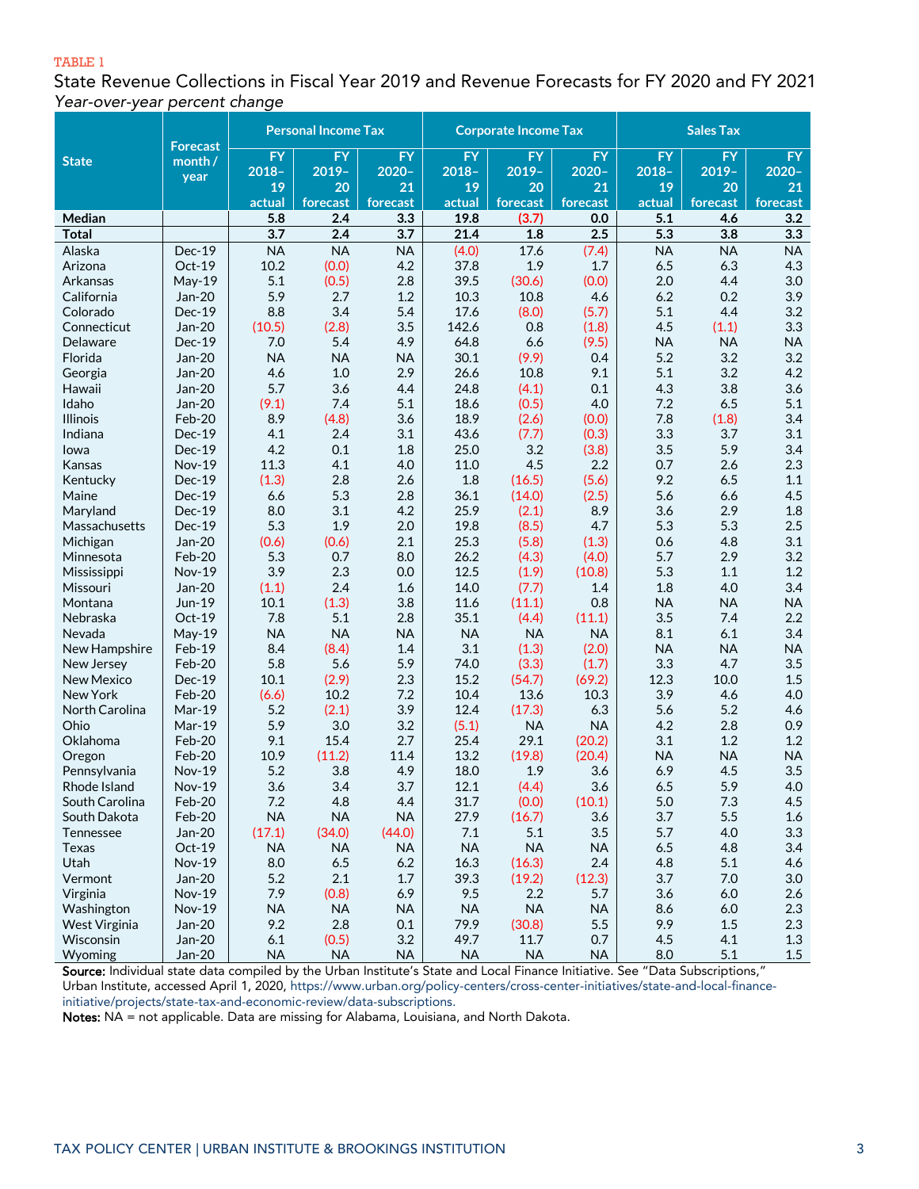TABLE 1

State Revenue Collections in Fiscal Year 2019 and Revenue Forecasts for FY 2020 and FY 2021

*Year-over-year percent change*

| State | Forecast month / year | Personal Income Tax | | | Corporate Income Tax | | | Sales Tax | | |
|---|---|---|---|---|---|---|---|---|---|---|
| | | FY 2018–19 actual | FY 2019–20 forecast | FY 2020–21 forecast | FY 2018–19 actual | FY 2019–20 forecast | FY 2020–21 forecast | FY 2018–19 actual | FY 2019–20 forecast | FY 2020–21 forecast |
| **Median** | | **5.8** | **2.4** | **3.3** | **19.8** | **(3.7)** | **0.0** | **5.1** | **4.6** | **3.2** |
| **Total** | | **3.7** | **2.4** | **3.7** | **21.4** | **1.8** | **2.5** | **5.3** | **3.8** | **3.3** |
| Alaska | Dec-19 | NA | NA | NA | (4.0) | 17.6 | (7.4) | NA | NA | NA |
| Arizona | Oct-19 | 10.2 | (0.0) | 4.2 | 37.8 | 1.9 | 1.7 | 6.5 | 6.3 | 4.3 |
| Arkansas | May-19 | 5.1 | (0.5) | 2.8 | 39.5 | (30.6) | (0.0) | 2.0 | 4.4 | 3.0 |
| California | Jan-20 | 5.9 | 2.7 | 1.2 | 10.3 | 10.8 | 4.6 | 6.2 | 0.2 | 3.9 |
| Colorado | Dec-19 | 8.8 | 3.4 | 5.4 | 17.6 | (8.0) | (5.7) | 5.1 | 4.4 | 3.2 |
| Connecticut | Jan-20 | (10.5) | (2.8) | 3.5 | 142.6 | 0.8 | (1.8) | 4.5 | (1.1) | 3.3 |
| Delaware | Dec-19 | 7.0 | 5.4 | 4.9 | 64.8 | 6.6 | (9.5) | NA | NA | NA |
| Florida | Jan-20 | NA | NA | NA | 30.1 | (9.9) | 0.4 | 5.2 | 3.2 | 3.2 |
| Georgia | Jan-20 | 4.6 | 1.0 | 2.9 | 26.6 | 10.8 | 9.1 | 5.1 | 3.2 | 4.2 |
| Hawaii | Jan-20 | 5.7 | 3.6 | 4.4 | 24.8 | (4.1) | 0.1 | 4.3 | 3.8 | 3.6 |
| Idaho | Jan-20 | (9.1) | 7.4 | 5.1 | 18.6 | (0.5) | 4.0 | 7.2 | 6.5 | 5.1 |
| Illinois | Feb-20 | 8.9 | (4.8) | 3.6 | 18.9 | (2.6) | (0.0) | 7.8 | (1.8) | 3.4 |
| Indiana | Dec-19 | 4.1 | 2.4 | 3.1 | 43.6 | (7.7) | (0.3) | 3.3 | 3.7 | 3.1 |
| Iowa | Dec-19 | 4.2 | 0.1 | 1.8 | 25.0 | 3.2 | (3.8) | 3.5 | 5.9 | 3.4 |
| Kansas | Nov-19 | 11.3 | 4.1 | 4.0 | 11.0 | 4.5 | 2.2 | 0.7 | 2.6 | 2.3 |
| Kentucky | Dec-19 | (1.3) | 2.8 | 2.6 | 1.8 | (16.5) | (5.6) | 9.2 | 6.5 | 1.1 |
| Maine | Dec-19 | 6.6 | 5.3 | 2.8 | 36.1 | (14.0) | (2.5) | 5.6 | 6.6 | 4.5 |
| Maryland | Dec-19 | 8.0 | 3.1 | 4.2 | 25.9 | (2.1) | 8.9 | 3.6 | 2.9 | 1.8 |
| Massachusetts | Dec-19 | 5.3 | 1.9 | 2.0 | 19.8 | (8.5) | 4.7 | 5.3 | 5.3 | 2.5 |
| Michigan | Jan-20 | (0.6) | (0.6) | 2.1 | 25.3 | (5.8) | (1.3) | 0.6 | 4.8 | 3.1 |
| Minnesota | Feb-20 | 5.3 | 0.7 | 8.0 | 26.2 | (4.3) | (4.0) | 5.7 | 2.9 | 3.2 |
| Mississippi | Nov-19 | 3.9 | 2.3 | 0.0 | 12.5 | (1.9) | (10.8) | 5.3 | 1.1 | 1.2 |
| Missouri | Jan-20 | (1.1) | 2.4 | 1.6 | 14.0 | (7.7) | 1.4 | 1.8 | 4.0 | 3.4 |
| Montana | Jun-19 | 10.1 | (1.3) | 3.8 | 11.6 | (11.1) | 0.8 | NA | NA | NA |
| Nebraska | Oct-19 | 7.8 | 5.1 | 2.8 | 35.1 | (4.4) | (11.1) | 3.5 | 7.4 | 2.2 |
| Nevada | May-19 | NA | NA | NA | NA | NA | NA | 8.1 | 6.1 | 3.4 |
| New Hampshire | Feb-19 | 8.4 | (8.4) | 1.4 | 3.1 | (1.3) | (2.0) | NA | NA | NA |
| New Jersey | Feb-20 | 5.8 | 5.6 | 5.9 | 74.0 | (3.3) | (1.7) | 3.3 | 4.7 | 3.5 |
| New Mexico | Dec-19 | 10.1 | (2.9) | 2.3 | 15.2 | (54.7) | (69.2) | 12.3 | 10.0 | 1.5 |
| New York | Feb-20 | (6.6) | 10.2 | 7.2 | 10.4 | 13.6 | 10.3 | 3.9 | 4.6 | 4.0 |
| North Carolina | Mar-19 | 5.2 | (2.1) | 3.9 | 12.4 | (17.3) | 6.3 | 5.6 | 5.2 | 4.6 |
| Ohio | Mar-19 | 5.9 | 3.0 | 3.2 | (5.1) | NA | NA | 4.2 | 2.8 | 0.9 |
| Oklahoma | Feb-20 | 9.1 | 15.4 | 2.7 | 25.4 | 29.1 | (20.2) | 3.1 | 1.2 | 1.2 |
| Oregon | Feb-20 | 10.9 | (11.2) | 11.4 | 13.2 | (19.8) | (20.4) | NA | NA | NA |
| Pennsylvania | Nov-19 | 5.2 | 3.8 | 4.9 | 18.0 | 1.9 | 3.6 | 6.9 | 4.5 | 3.5 |
| Rhode Island | Nov-19 | 3.6 | 3.4 | 3.7 | 12.1 | (4.4) | 3.6 | 6.5 | 5.9 | 4.0 |
| South Carolina | Feb-20 | 7.2 | 4.8 | 4.4 | 31.7 | (0.0) | (10.1) | 5.0 | 7.3 | 4.5 |
| South Dakota | Feb-20 | NA | NA | NA | 27.9 | (16.7) | 3.6 | 3.7 | 5.5 | 1.6 |
| Tennessee | Jan-20 | (17.1) | (34.0) | (44.0) | 7.1 | 5.1 | 3.5 | 5.7 | 4.0 | 3.3 |
| Texas | Oct-19 | NA | NA | NA | NA | NA | NA | 6.5 | 4.8 | 3.4 |
| Utah | Nov-19 | 8.0 | 6.5 | 6.2 | 16.3 | (16.3) | 2.4 | 4.8 | 5.1 | 4.6 |
| Vermont | Jan-20 | 5.2 | 2.1 | 1.7 | 39.3 | (19.2) | (12.3) | 3.7 | 7.0 | 3.0 |
| Virginia | Nov-19 | 7.9 | (0.8) | 6.9 | 9.5 | 2.2 | 5.7 | 3.6 | 6.0 | 2.6 |
| Washington | Nov-19 | NA | NA | NA | NA | NA | NA | 8.6 | 6.0 | 2.3 |
| West Virginia | Jan-20 | 9.2 | 2.8 | 0.1 | 79.9 | (30.8) | 5.5 | 9.9 | 1.5 | 2.3 |
| Wisconsin | Jan-20 | 6.1 | (0.5) | 3.2 | 49.7 | 11.7 | 0.7 | 4.5 | 4.1 | 1.3 |
| Wyoming | Jan-20 | NA | NA | NA | NA | NA | NA | 8.0 | 5.1 | 1.5 |

**Source:** Individual state data compiled by the Urban Institute's State and Local Finance Initiative. See "Data Subscriptions," Urban Institute, accessed April 1, 2020, https://www.urban.org/policy-centers/cross-center-initiatives/state-and-local-finance-initiative/projects/state-tax-and-economic-review/data-subscriptions.

**Notes:** NA = not applicable. Data are missing for Alabama, Louisiana, and North Dakota.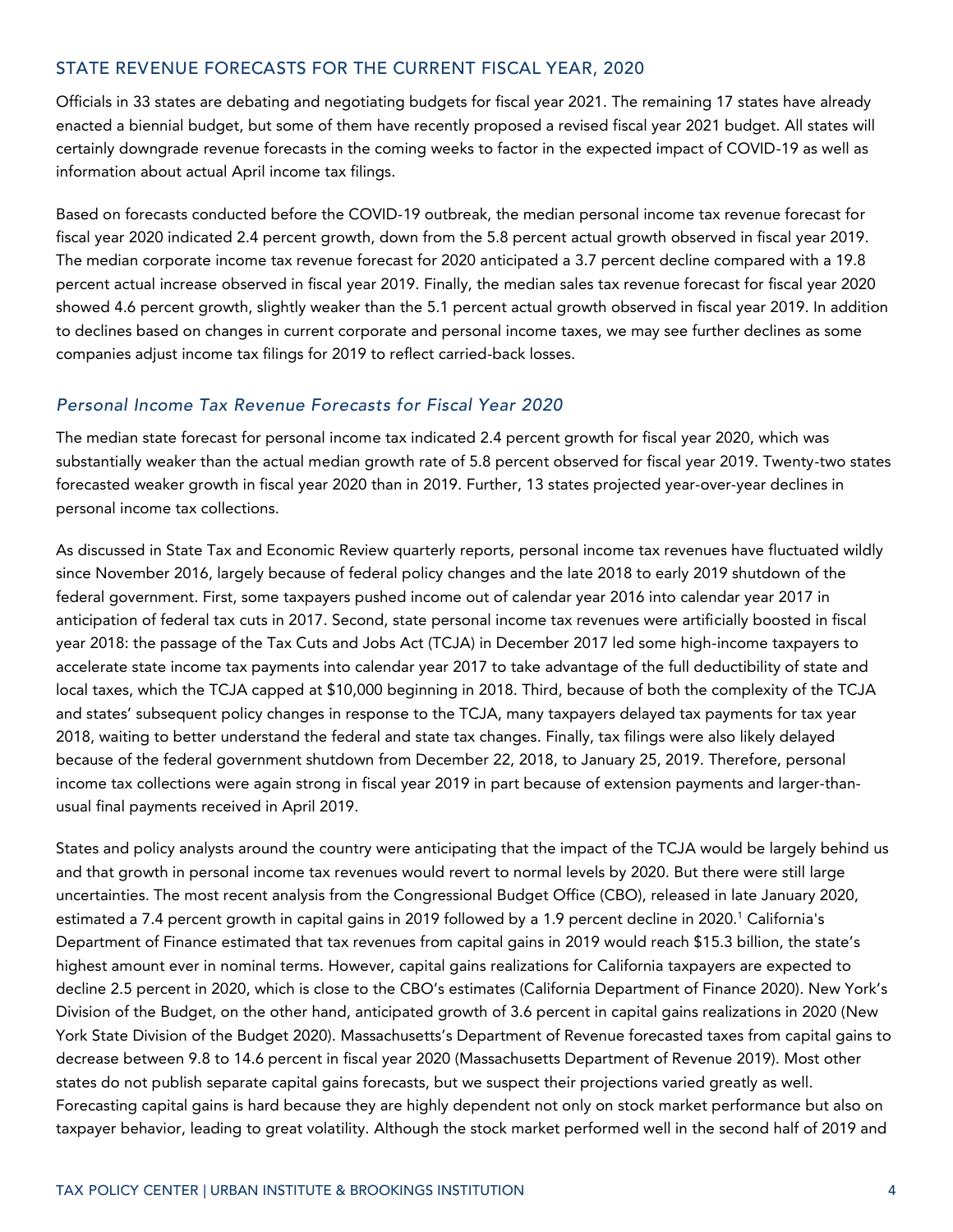## STATE REVENUE FORECASTS FOR THE CURRENT FISCAL YEAR, 2020

Officials in 33 states are debating and negotiating budgets for fiscal year 2021. The remaining 17 states have already enacted a biennial budget, but some of them have recently proposed a revised fiscal year 2021 budget. All states will certainly downgrade revenue forecasts in the coming weeks to factor in the expected impact of COVID-19 as well as information about actual April income tax filings.

Based on forecasts conducted before the COVID-19 outbreak, the median personal income tax revenue forecast for fiscal year 2020 indicated 2.4 percent growth, down from the 5.8 percent actual growth observed in fiscal year 2019. The median corporate income tax revenue forecast for 2020 anticipated a 3.7 percent decline compared with a 19.8 percent actual increase observed in fiscal year 2019. Finally, the median sales tax revenue forecast for fiscal year 2020 showed 4.6 percent growth, slightly weaker than the 5.1 percent actual growth observed in fiscal year 2019. In addition to declines based on changes in current corporate and personal income taxes, we may see further declines as some companies adjust income tax filings for 2019 to reflect carried-back losses.

### *Personal Income Tax Revenue Forecasts for Fiscal Year 2020*

The median state forecast for personal income tax indicated 2.4 percent growth for fiscal year 2020, which was substantially weaker than the actual median growth rate of 5.8 percent observed for fiscal year 2019. Twenty-two states forecasted weaker growth in fiscal year 2020 than in 2019. Further, 13 states projected year-over-year declines in personal income tax collections.

As discussed in State Tax and Economic Review quarterly reports, personal income tax revenues have fluctuated wildly since November 2016, largely because of federal policy changes and the late 2018 to early 2019 shutdown of the federal government. First, some taxpayers pushed income out of calendar year 2016 into calendar year 2017 in anticipation of federal tax cuts in 2017. Second, state personal income tax revenues were artificially boosted in fiscal year 2018: the passage of the Tax Cuts and Jobs Act (TCJA) in December 2017 led some high-income taxpayers to accelerate state income tax payments into calendar year 2017 to take advantage of the full deductibility of state and local taxes, which the TCJA capped at $10,000 beginning in 2018. Third, because of both the complexity of the TCJA and states' subsequent policy changes in response to the TCJA, many taxpayers delayed tax payments for tax year 2018, waiting to better understand the federal and state tax changes. Finally, tax filings were also likely delayed because of the federal government shutdown from December 22, 2018, to January 25, 2019. Therefore, personal income tax collections were again strong in fiscal year 2019 in part because of extension payments and larger-than-usual final payments received in April 2019.

States and policy analysts around the country were anticipating that the impact of the TCJA would be largely behind us and that growth in personal income tax revenues would revert to normal levels by 2020. But there were still large uncertainties. The most recent analysis from the Congressional Budget Office (CBO), released in late January 2020, estimated a 7.4 percent growth in capital gains in 2019 followed by a 1.9 percent decline in 2020.[1] California's Department of Finance estimated that tax revenues from capital gains in 2019 would reach $15.3 billion, the state's highest amount ever in nominal terms. However, capital gains realizations for California taxpayers are expected to decline 2.5 percent in 2020, which is close to the CBO's estimates (California Department of Finance 2020). New York's Division of the Budget, on the other hand, anticipated growth of 3.6 percent in capital gains realizations in 2020 (New York State Division of the Budget 2020). Massachusetts's Department of Revenue forecasted taxes from capital gains to decrease between 9.8 to 14.6 percent in fiscal year 2020 (Massachusetts Department of Revenue 2019). Most other states do not publish separate capital gains forecasts, but we suspect their projections varied greatly as well. Forecasting capital gains is hard because they are highly dependent not only on stock market performance but also on taxpayer behavior, leading to great volatility. Although the stock market performed well in the second half of 2019 and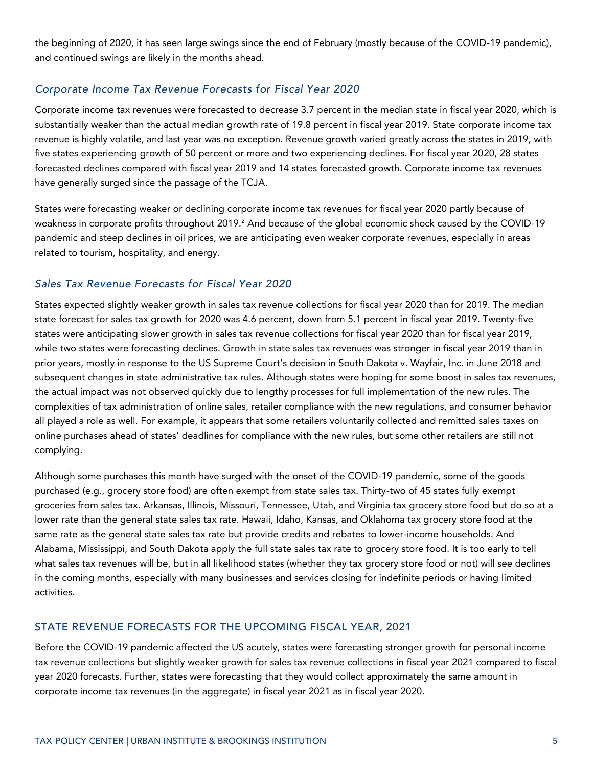the beginning of 2020, it has seen large swings since the end of February (mostly because of the COVID-19 pandemic), and continued swings are likely in the months ahead.

### *Corporate Income Tax Revenue Forecasts for Fiscal Year 2020*

Corporate income tax revenues were forecasted to decrease 3.7 percent in the median state in fiscal year 2020, which is substantially weaker than the actual median growth rate of 19.8 percent in fiscal year 2019. State corporate income tax revenue is highly volatile, and last year was no exception. Revenue growth varied greatly across the states in 2019, with five states experiencing growth of 50 percent or more and two experiencing declines. For fiscal year 2020, 28 states forecasted declines compared with fiscal year 2019 and 14 states forecasted growth. Corporate income tax revenues have generally surged since the passage of the TCJA.

States were forecasting weaker or declining corporate income tax revenues for fiscal year 2020 partly because of weakness in corporate profits throughout 2019.[2] And because of the global economic shock caused by the COVID-19 pandemic and steep declines in oil prices, we are anticipating even weaker corporate revenues, especially in areas related to tourism, hospitality, and energy.

### *Sales Tax Revenue Forecasts for Fiscal Year 2020*

States expected slightly weaker growth in sales tax revenue collections for fiscal year 2020 than for 2019. The median state forecast for sales tax growth for 2020 was 4.6 percent, down from 5.1 percent in fiscal year 2019. Twenty-five states were anticipating slower growth in sales tax revenue collections for fiscal year 2020 than for fiscal year 2019, while two states were forecasting declines. Growth in state sales tax revenues was stronger in fiscal year 2019 than in prior years, mostly in response to the US Supreme Court's decision in South Dakota v. Wayfair, Inc. in June 2018 and subsequent changes in state administrative tax rules. Although states were hoping for some boost in sales tax revenues, the actual impact was not observed quickly due to lengthy processes for full implementation of the new rules. The complexities of tax administration of online sales, retailer compliance with the new regulations, and consumer behavior all played a role as well. For example, it appears that some retailers voluntarily collected and remitted sales taxes on online purchases ahead of states' deadlines for compliance with the new rules, but some other retailers are still not complying.

Although some purchases this month have surged with the onset of the COVID-19 pandemic, some of the goods purchased (e.g., grocery store food) are often exempt from state sales tax. Thirty-two of 45 states fully exempt groceries from sales tax. Arkansas, Illinois, Missouri, Tennessee, Utah, and Virginia tax grocery store food but do so at a lower rate than the general state sales tax rate. Hawaii, Idaho, Kansas, and Oklahoma tax grocery store food at the same rate as the general state sales tax rate but provide credits and rebates to lower-income households. And Alabama, Mississippi, and South Dakota apply the full state sales tax rate to grocery store food. It is too early to tell what sales tax revenues will be, but in all likelihood states (whether they tax grocery store food or not) will see declines in the coming months, especially with many businesses and services closing for indefinite periods or having limited activities.

## STATE REVENUE FORECASTS FOR THE UPCOMING FISCAL YEAR, 2021

Before the COVID-19 pandemic affected the US acutely, states were forecasting stronger growth for personal income tax revenue collections but slightly weaker growth for sales tax revenue collections in fiscal year 2021 compared to fiscal year 2020 forecasts. Further, states were forecasting that they would collect approximately the same amount in corporate income tax revenues (in the aggregate) in fiscal year 2021 as in fiscal year 2020.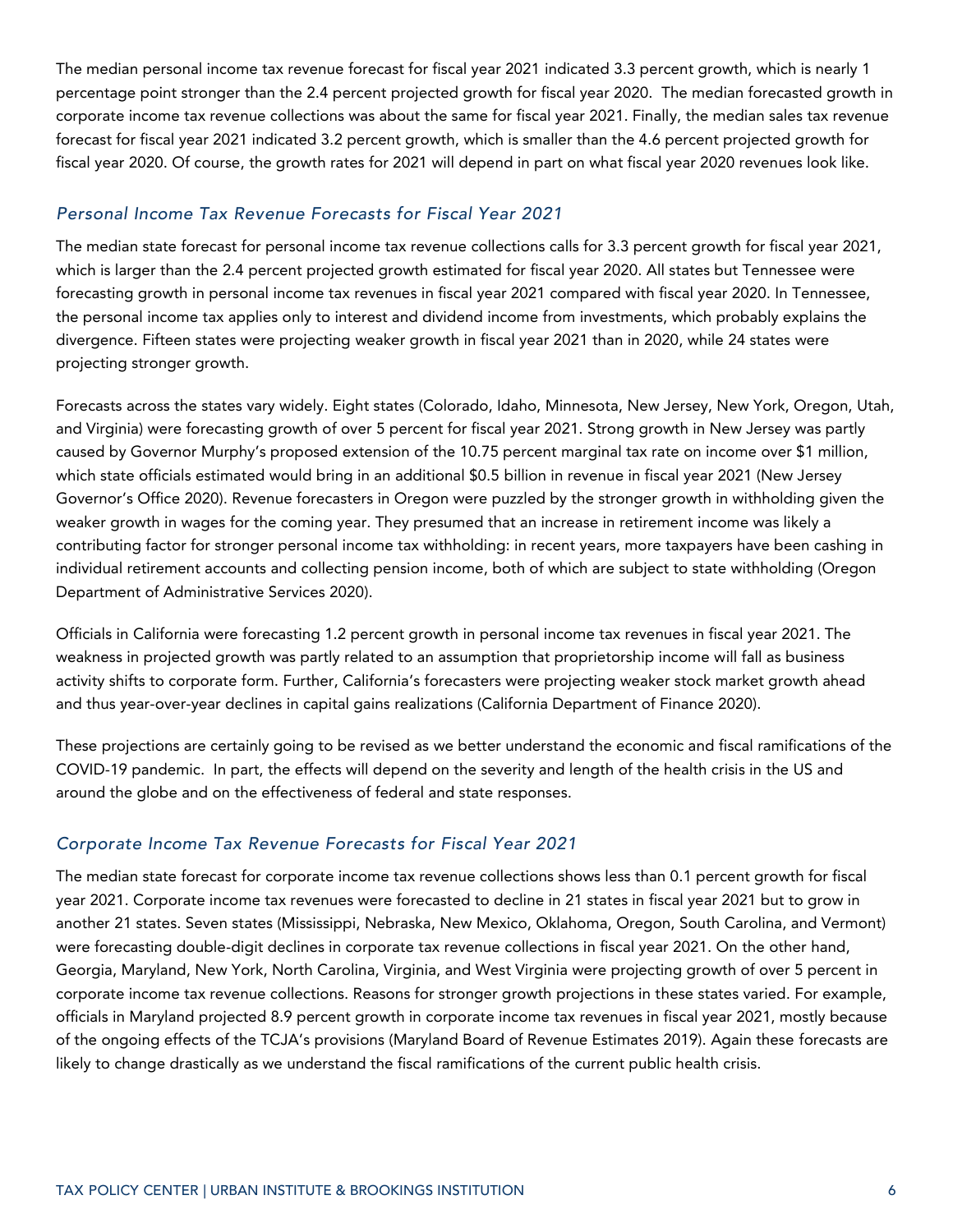The median personal income tax revenue forecast for fiscal year 2021 indicated 3.3 percent growth, which is nearly 1 percentage point stronger than the 2.4 percent projected growth for fiscal year 2020. The median forecasted growth in corporate income tax revenue collections was about the same for fiscal year 2021. Finally, the median sales tax revenue forecast for fiscal year 2021 indicated 3.2 percent growth, which is smaller than the 4.6 percent projected growth for fiscal year 2020. Of course, the growth rates for 2021 will depend in part on what fiscal year 2020 revenues look like.

### *Personal Income Tax Revenue Forecasts for Fiscal Year 2021*

The median state forecast for personal income tax revenue collections calls for 3.3 percent growth for fiscal year 2021, which is larger than the 2.4 percent projected growth estimated for fiscal year 2020. All states but Tennessee were forecasting growth in personal income tax revenues in fiscal year 2021 compared with fiscal year 2020. In Tennessee, the personal income tax applies only to interest and dividend income from investments, which probably explains the divergence. Fifteen states were projecting weaker growth in fiscal year 2021 than in 2020, while 24 states were projecting stronger growth.

Forecasts across the states vary widely. Eight states (Colorado, Idaho, Minnesota, New Jersey, New York, Oregon, Utah, and Virginia) were forecasting growth of over 5 percent for fiscal year 2021. Strong growth in New Jersey was partly caused by Governor Murphy's proposed extension of the 10.75 percent marginal tax rate on income over $1 million, which state officials estimated would bring in an additional $0.5 billion in revenue in fiscal year 2021 (New Jersey Governor's Office 2020). Revenue forecasters in Oregon were puzzled by the stronger growth in withholding given the weaker growth in wages for the coming year. They presumed that an increase in retirement income was likely a contributing factor for stronger personal income tax withholding: in recent years, more taxpayers have been cashing in individual retirement accounts and collecting pension income, both of which are subject to state withholding (Oregon Department of Administrative Services 2020).

Officials in California were forecasting 1.2 percent growth in personal income tax revenues in fiscal year 2021. The weakness in projected growth was partly related to an assumption that proprietorship income will fall as business activity shifts to corporate form. Further, California's forecasters were projecting weaker stock market growth ahead and thus year-over-year declines in capital gains realizations (California Department of Finance 2020).

These projections are certainly going to be revised as we better understand the economic and fiscal ramifications of the COVID-19 pandemic. In part, the effects will depend on the severity and length of the health crisis in the US and around the globe and on the effectiveness of federal and state responses.

### *Corporate Income Tax Revenue Forecasts for Fiscal Year 2021*

The median state forecast for corporate income tax revenue collections shows less than 0.1 percent growth for fiscal year 2021. Corporate income tax revenues were forecasted to decline in 21 states in fiscal year 2021 but to grow in another 21 states. Seven states (Mississippi, Nebraska, New Mexico, Oklahoma, Oregon, South Carolina, and Vermont) were forecasting double-digit declines in corporate tax revenue collections in fiscal year 2021. On the other hand, Georgia, Maryland, New York, North Carolina, Virginia, and West Virginia were projecting growth of over 5 percent in corporate income tax revenue collections. Reasons for stronger growth projections in these states varied. For example, officials in Maryland projected 8.9 percent growth in corporate income tax revenues in fiscal year 2021, mostly because of the ongoing effects of the TCJA's provisions (Maryland Board of Revenue Estimates 2019). Again these forecasts are likely to change drastically as we understand the fiscal ramifications of the current public health crisis.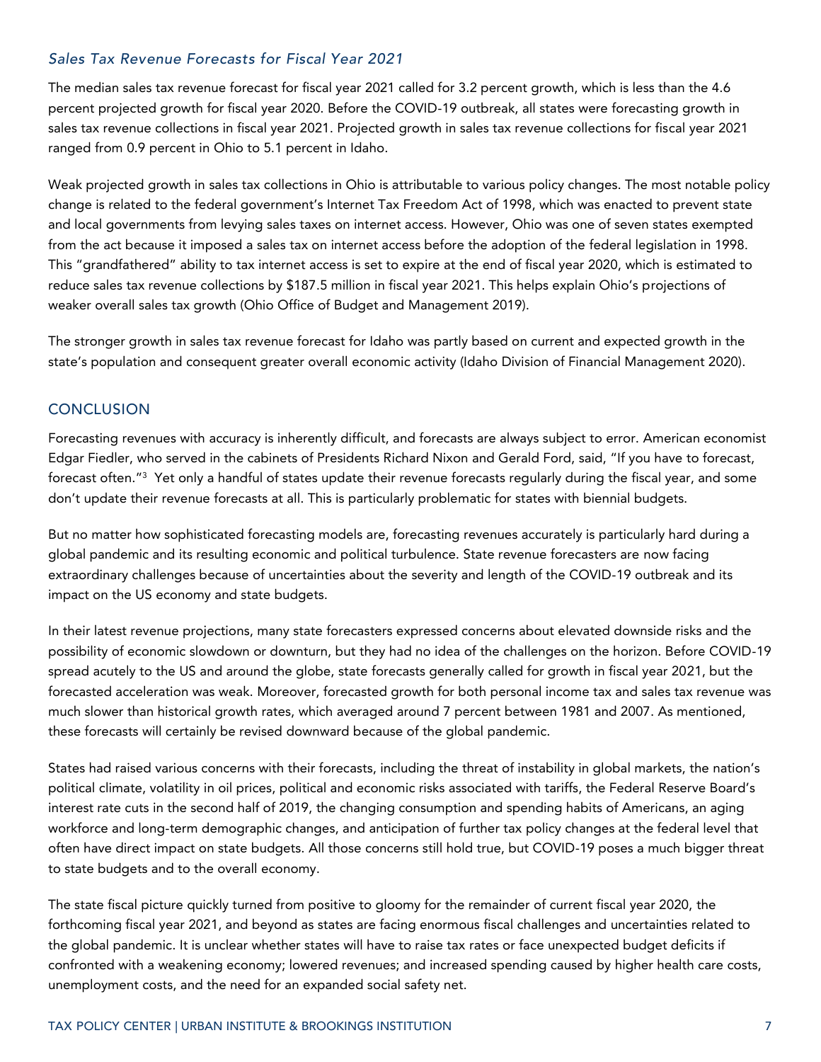### *Sales Tax Revenue Forecasts for Fiscal Year 2021*

The median sales tax revenue forecast for fiscal year 2021 called for 3.2 percent growth, which is less than the 4.6 percent projected growth for fiscal year 2020. Before the COVID-19 outbreak, all states were forecasting growth in sales tax revenue collections in fiscal year 2021. Projected growth in sales tax revenue collections for fiscal year 2021 ranged from 0.9 percent in Ohio to 5.1 percent in Idaho.

Weak projected growth in sales tax collections in Ohio is attributable to various policy changes. The most notable policy change is related to the federal government's Internet Tax Freedom Act of 1998, which was enacted to prevent state and local governments from levying sales taxes on internet access. However, Ohio was one of seven states exempted from the act because it imposed a sales tax on internet access before the adoption of the federal legislation in 1998. This "grandfathered" ability to tax internet access is set to expire at the end of fiscal year 2020, which is estimated to reduce sales tax revenue collections by $187.5 million in fiscal year 2021. This helps explain Ohio's projections of weaker overall sales tax growth (Ohio Office of Budget and Management 2019).

The stronger growth in sales tax revenue forecast for Idaho was partly based on current and expected growth in the state's population and consequent greater overall economic activity (Idaho Division of Financial Management 2020).

## CONCLUSION

Forecasting revenues with accuracy is inherently difficult, and forecasts are always subject to error. American economist Edgar Fiedler, who served in the cabinets of Presidents Richard Nixon and Gerald Ford, said, "If you have to forecast, forecast often."[3] Yet only a handful of states update their revenue forecasts regularly during the fiscal year, and some don't update their revenue forecasts at all. This is particularly problematic for states with biennial budgets.

But no matter how sophisticated forecasting models are, forecasting revenues accurately is particularly hard during a global pandemic and its resulting economic and political turbulence. State revenue forecasters are now facing extraordinary challenges because of uncertainties about the severity and length of the COVID-19 outbreak and its impact on the US economy and state budgets.

In their latest revenue projections, many state forecasters expressed concerns about elevated downside risks and the possibility of economic slowdown or downturn, but they had no idea of the challenges on the horizon. Before COVID-19 spread acutely to the US and around the globe, state forecasts generally called for growth in fiscal year 2021, but the forecasted acceleration was weak. Moreover, forecasted growth for both personal income tax and sales tax revenue was much slower than historical growth rates, which averaged around 7 percent between 1981 and 2007. As mentioned, these forecasts will certainly be revised downward because of the global pandemic.

States had raised various concerns with their forecasts, including the threat of instability in global markets, the nation's political climate, volatility in oil prices, political and economic risks associated with tariffs, the Federal Reserve Board's interest rate cuts in the second half of 2019, the changing consumption and spending habits of Americans, an aging workforce and long-term demographic changes, and anticipation of further tax policy changes at the federal level that often have direct impact on state budgets. All those concerns still hold true, but COVID-19 poses a much bigger threat to state budgets and to the overall economy.

The state fiscal picture quickly turned from positive to gloomy for the remainder of current fiscal year 2020, the forthcoming fiscal year 2021, and beyond as states are facing enormous fiscal challenges and uncertainties related to the global pandemic. It is unclear whether states will have to raise tax rates or face unexpected budget deficits if confronted with a weakening economy; lowered revenues; and increased spending caused by higher health care costs, unemployment costs, and the need for an expanded social safety net.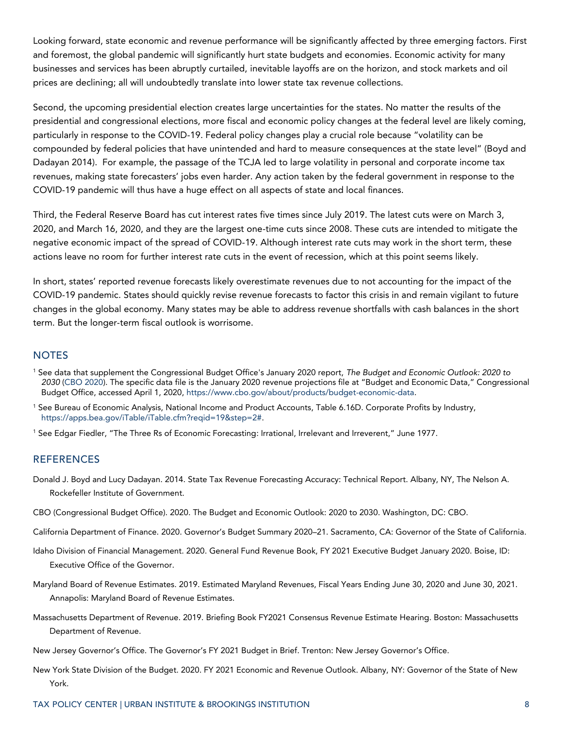Looking forward, state economic and revenue performance will be significantly affected by three emerging factors. First and foremost, the global pandemic will significantly hurt state budgets and economies. Economic activity for many businesses and services has been abruptly curtailed, inevitable layoffs are on the horizon, and stock markets and oil prices are declining; all will undoubtedly translate into lower state tax revenue collections.

Second, the upcoming presidential election creates large uncertainties for the states. No matter the results of the presidential and congressional elections, more fiscal and economic policy changes at the federal level are likely coming, particularly in response to the COVID-19. Federal policy changes play a crucial role because "volatility can be compounded by federal policies that have unintended and hard to measure consequences at the state level" (Boyd and Dadayan 2014). For example, the passage of the TCJA led to large volatility in personal and corporate income tax revenues, making state forecasters' jobs even harder. Any action taken by the federal government in response to the COVID-19 pandemic will thus have a huge effect on all aspects of state and local finances.

Third, the Federal Reserve Board has cut interest rates five times since July 2019. The latest cuts were on March 3, 2020, and March 16, 2020, and they are the largest one-time cuts since 2008. These cuts are intended to mitigate the negative economic impact of the spread of COVID-19. Although interest rate cuts may work in the short term, these actions leave no room for further interest rate cuts in the event of recession, which at this point seems likely.

In short, states' reported revenue forecasts likely overestimate revenues due to not accounting for the impact of the COVID-19 pandemic. States should quickly revise revenue forecasts to factor this crisis in and remain vigilant to future changes in the global economy. Many states may be able to address revenue shortfalls with cash balances in the short term. But the longer-term fiscal outlook is worrisome.

## NOTES

[1] See data that supplement the Congressional Budget Office's January 2020 report, *The Budget and Economic Outlook: 2020 to 2030* (CBO 2020). The specific data file is the January 2020 revenue projections file at "Budget and Economic Data," Congressional Budget Office, accessed April 1, 2020, https://www.cbo.gov/about/products/budget-economic-data.

[1] See Bureau of Economic Analysis, National Income and Product Accounts, Table 6.16D. Corporate Profits by Industry, https://apps.bea.gov/iTable/iTable.cfm?reqid=19&step=2#.

[1] See Edgar Fiedler, "The Three Rs of Economic Forecasting: Irrational, Irrelevant and Irreverent," June 1977.

## REFERENCES

Donald J. Boyd and Lucy Dadayan. 2014. State Tax Revenue Forecasting Accuracy: Technical Report. Albany, NY, The Nelson A. Rockefeller Institute of Government.

CBO (Congressional Budget Office). 2020. The Budget and Economic Outlook: 2020 to 2030. Washington, DC: CBO.

California Department of Finance. 2020. Governor's Budget Summary 2020–21. Sacramento, CA: Governor of the State of California.

Idaho Division of Financial Management. 2020. General Fund Revenue Book, FY 2021 Executive Budget January 2020. Boise, ID: Executive Office of the Governor.

Maryland Board of Revenue Estimates. 2019. Estimated Maryland Revenues, Fiscal Years Ending June 30, 2020 and June 30, 2021. Annapolis: Maryland Board of Revenue Estimates.

Massachusetts Department of Revenue. 2019. Briefing Book FY2021 Consensus Revenue Estimate Hearing. Boston: Massachusetts Department of Revenue.

New Jersey Governor's Office. The Governor's FY 2021 Budget in Brief. Trenton: New Jersey Governor's Office.

New York State Division of the Budget. 2020. FY 2021 Economic and Revenue Outlook. Albany, NY: Governor of the State of New York.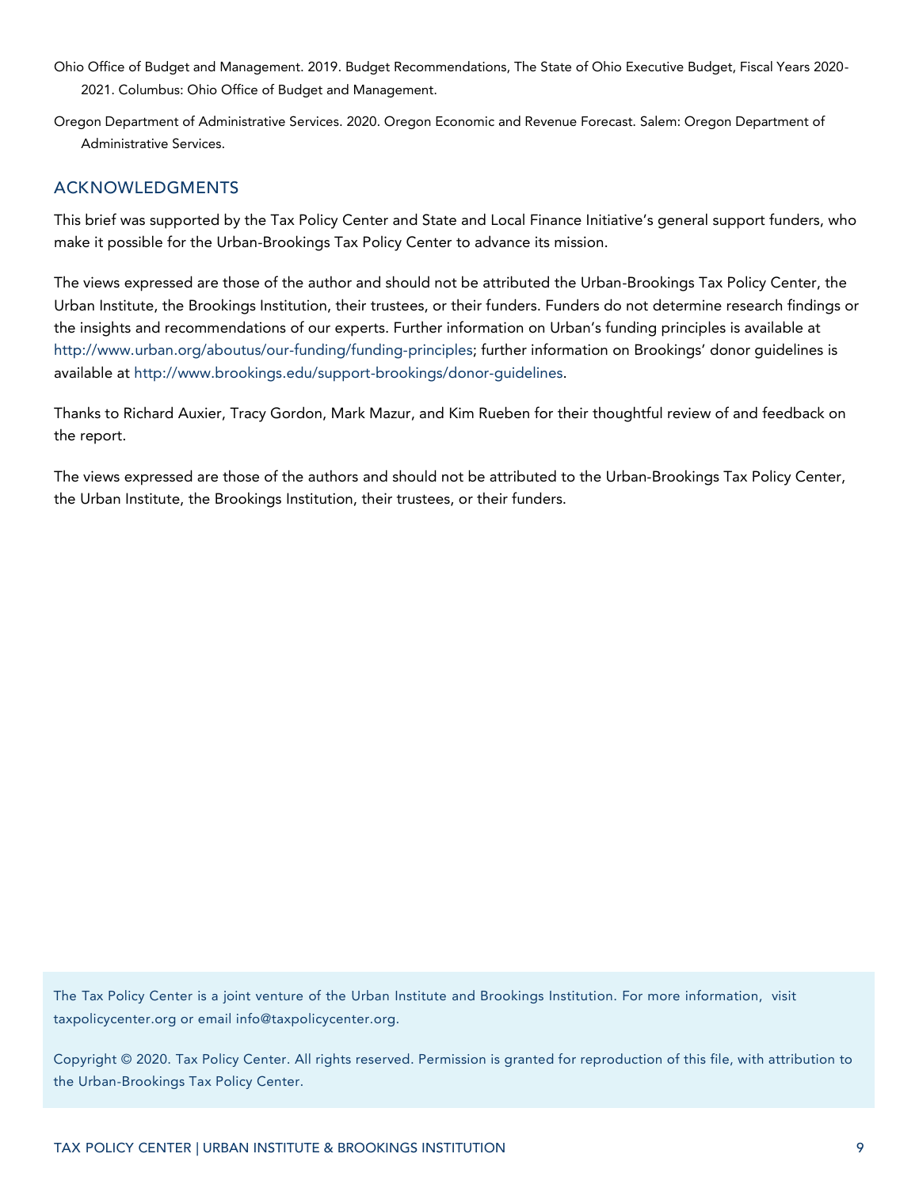Ohio Office of Budget and Management. 2019. Budget Recommendations, The State of Ohio Executive Budget, Fiscal Years 2020-2021. Columbus: Ohio Office of Budget and Management.

Oregon Department of Administrative Services. 2020. Oregon Economic and Revenue Forecast. Salem: Oregon Department of Administrative Services.

## ACKNOWLEDGMENTS

This brief was supported by the Tax Policy Center and State and Local Finance Initiative's general support funders, who make it possible for the Urban-Brookings Tax Policy Center to advance its mission.

The views expressed are those of the author and should not be attributed the Urban-Brookings Tax Policy Center, the Urban Institute, the Brookings Institution, their trustees, or their funders. Funders do not determine research findings or the insights and recommendations of our experts. Further information on Urban's funding principles is available at http://www.urban.org/aboutus/our-funding/funding-principles; further information on Brookings' donor guidelines is available at http://www.brookings.edu/support-brookings/donor-guidelines.

Thanks to Richard Auxier, Tracy Gordon, Mark Mazur, and Kim Rueben for their thoughtful review of and feedback on the report.

The views expressed are those of the authors and should not be attributed to the Urban-Brookings Tax Policy Center, the Urban Institute, the Brookings Institution, their trustees, or their funders.

The Tax Policy Center is a joint venture of the Urban Institute and Brookings Institution. For more information, visit taxpolicycenter.org or email info@taxpolicycenter.org.

Copyright © 2020. Tax Policy Center. All rights reserved. Permission is granted for reproduction of this file, with attribution to the Urban-Brookings Tax Policy Center.